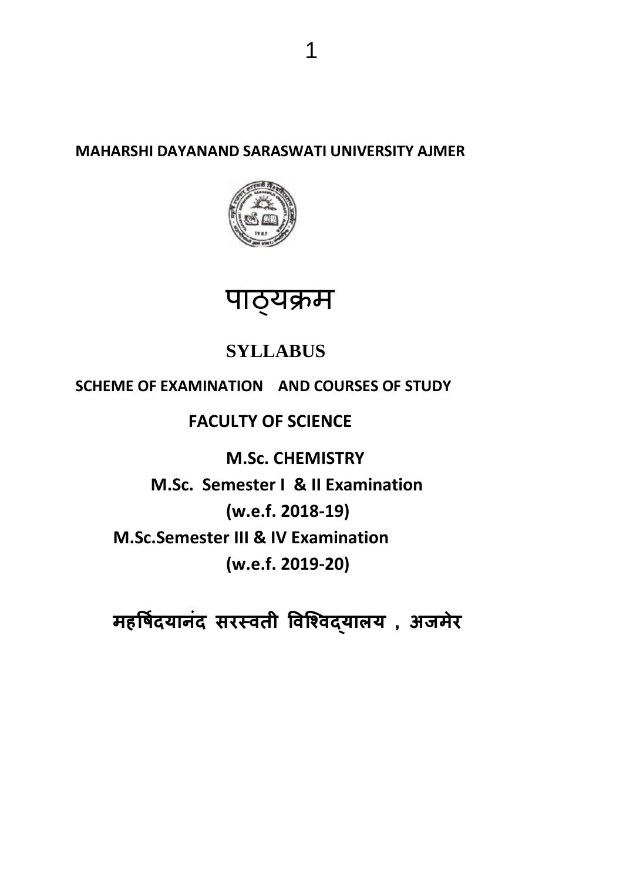**MAHARSHI DAYANAND SARASWATI UNIVERSITY AJMER**

# पाठ्यक्रम

# SYLLABUS

**SCHEME OF EXAMINATION AND COURSES OF STUDY**

**FACULTY OF SCIENCE**

**M.Sc. CHEMISTRY**

**M.Sc. Semester I & II Examination**

**(w.e.f. 2018-19)**

**M.Sc.Semester III & IV Examination**

**(w.e.f. 2019-20)**

**महर्षिदयानंद सरस्वती विश्विद्यालय , अजमेर**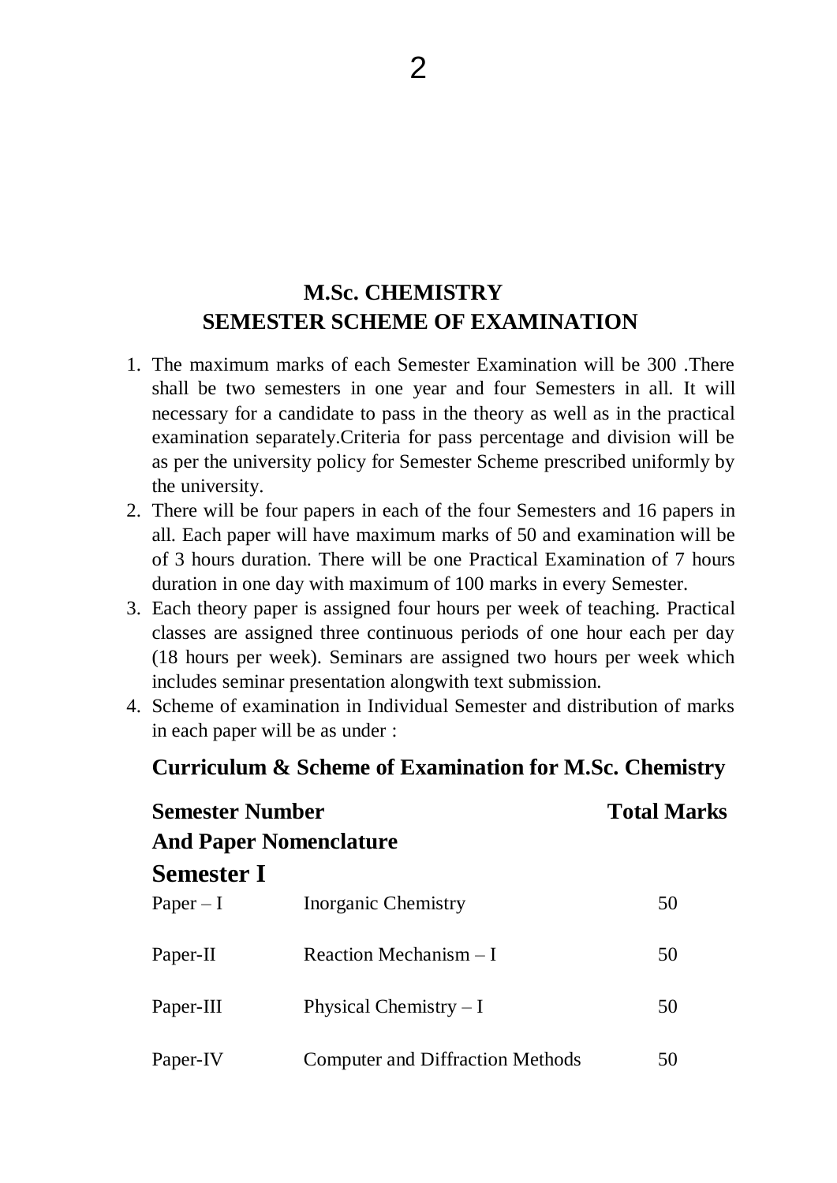# M.Sc. CHEMISTRY
## SEMESTER SCHEME OF EXAMINATION

1. The maximum marks of each Semester Examination will be 300 .There shall be two semesters in one year and four Semesters in all. It will necessary for a candidate to pass in the theory as well as in the practical examination separately.Criteria for pass percentage and division will be as per the university policy for Semester Scheme prescribed uniformly by the university.
2. There will be four papers in each of the four Semesters and 16 papers in all. Each paper will have maximum marks of 50 and examination will be of 3 hours duration. There will be one Practical Examination of 7 hours duration in one day with maximum of 100 marks in every Semester.
3. Each theory paper is assigned four hours per week of teaching. Practical classes are assigned three continuous periods of one hour each per day (18 hours per week). Seminars are assigned two hours per week which includes seminar presentation alongwith text submission.
4. Scheme of examination in Individual Semester and distribution of marks in each paper will be as under :

### Curriculum & Scheme of Examination for M.Sc. Chemistry

| Semester Number And Paper Nomenclature | | Total Marks |
|---|---|---|
| **Semester I** | | |
| Paper – I | Inorganic Chemistry | 50 |
| Paper-II | Reaction Mechanism – I | 50 |
| Paper-III | Physical Chemistry – I | 50 |
| Paper-IV | Computer and Diffraction Methods | 50 |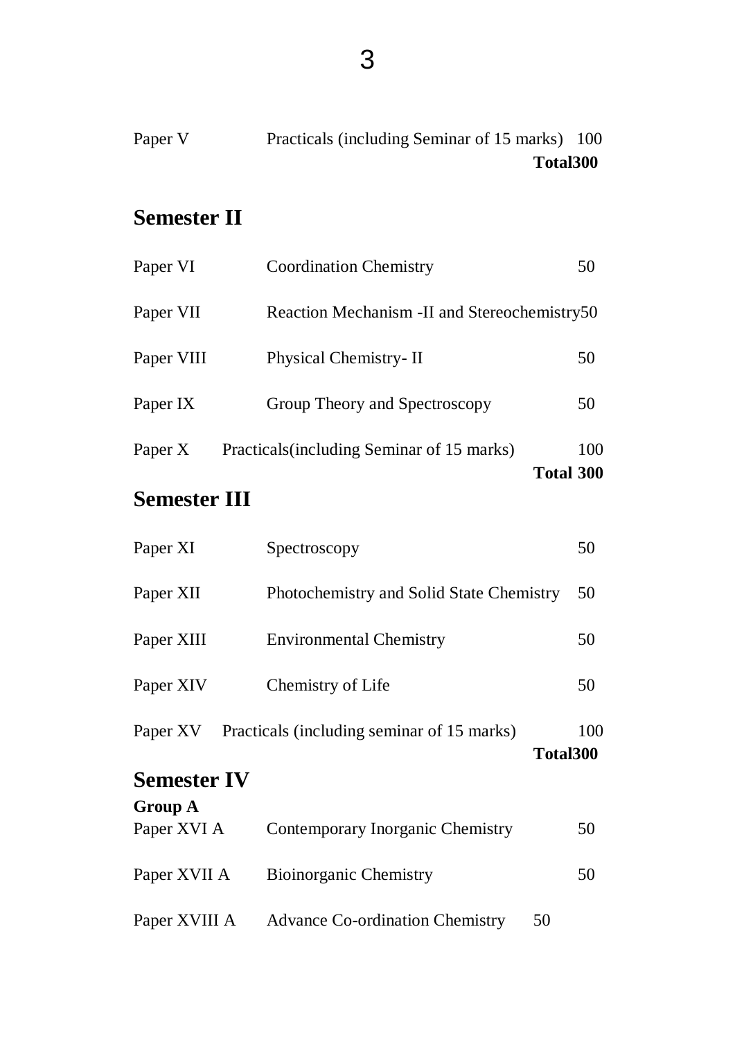| | | |
|---|---|---|
| Paper V | Practicals (including Seminar of 15 marks) | 100 |
| | | **Total300** |

## Semester II

| | | |
|---|---|---|
| Paper VI | Coordination Chemistry | 50 |
| Paper VII | Reaction Mechanism -II and Stereochemistry | 50 |
| Paper VIII | Physical Chemistry- II | 50 |
| Paper IX | Group Theory and Spectroscopy | 50 |
| Paper X | Practicals(including Seminar of 15 marks) | 100 |
| | | **Total 300** |

## Semester III

| | | |
|---|---|---|
| Paper XI | Spectroscopy | 50 |
| Paper XII | Photochemistry and Solid State Chemistry | 50 |
| Paper XIII | Environmental Chemistry | 50 |
| Paper XIV | Chemistry of Life | 50 |
| Paper XV | Practicals (including seminar of 15 marks) | 100 |
| | | **Total300** |

## Semester IV

**Group A**

| | | |
|---|---|---|
| Paper XVI A | Contemporary Inorganic Chemistry | 50 |
| Paper XVII A | Bioinorganic Chemistry | 50 |
| Paper XVIII A | Advance Co-ordination Chemistry | 50 |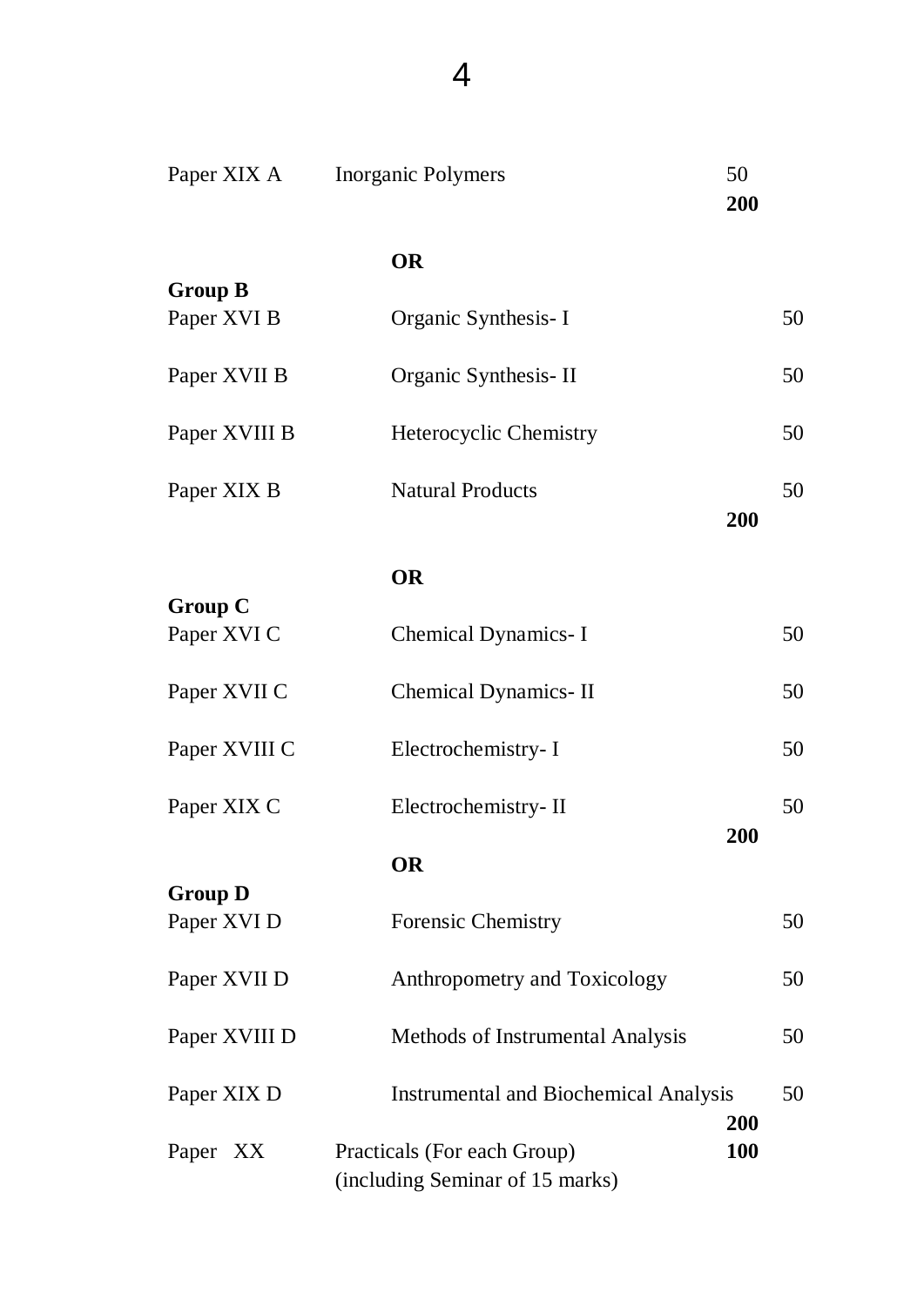| Paper | Title | Marks |
|---|---|---|
| Paper XIX A | Inorganic Polymers | 50 |
| | | **200** |
| | **OR** | |
| **Group B** | | |
| Paper XVI B | Organic Synthesis- I | 50 |
| Paper XVII B | Organic Synthesis- II | 50 |
| Paper XVIII B | Heterocyclic Chemistry | 50 |
| Paper XIX B | Natural Products | 50 |
| | | **200** |
| | **OR** | |
| **Group C** | | |
| Paper XVI C | Chemical Dynamics- I | 50 |
| Paper XVII C | Chemical Dynamics- II | 50 |
| Paper XVIII C | Electrochemistry- I | 50 |
| Paper XIX C | Electrochemistry- II | 50 |
| | | **200** |
| | **OR** | |
| **Group D** | | |
| Paper XVI D | Forensic Chemistry | 50 |
| Paper XVII D | Anthropometry and Toxicology | 50 |
| Paper XVIII D | Methods of Instrumental Analysis | 50 |
| Paper XIX D | Instrumental and Biochemical Analysis | 50 |
| | | **200** |
| Paper XX | Practicals (For each Group) (including Seminar of 15 marks) | **100** |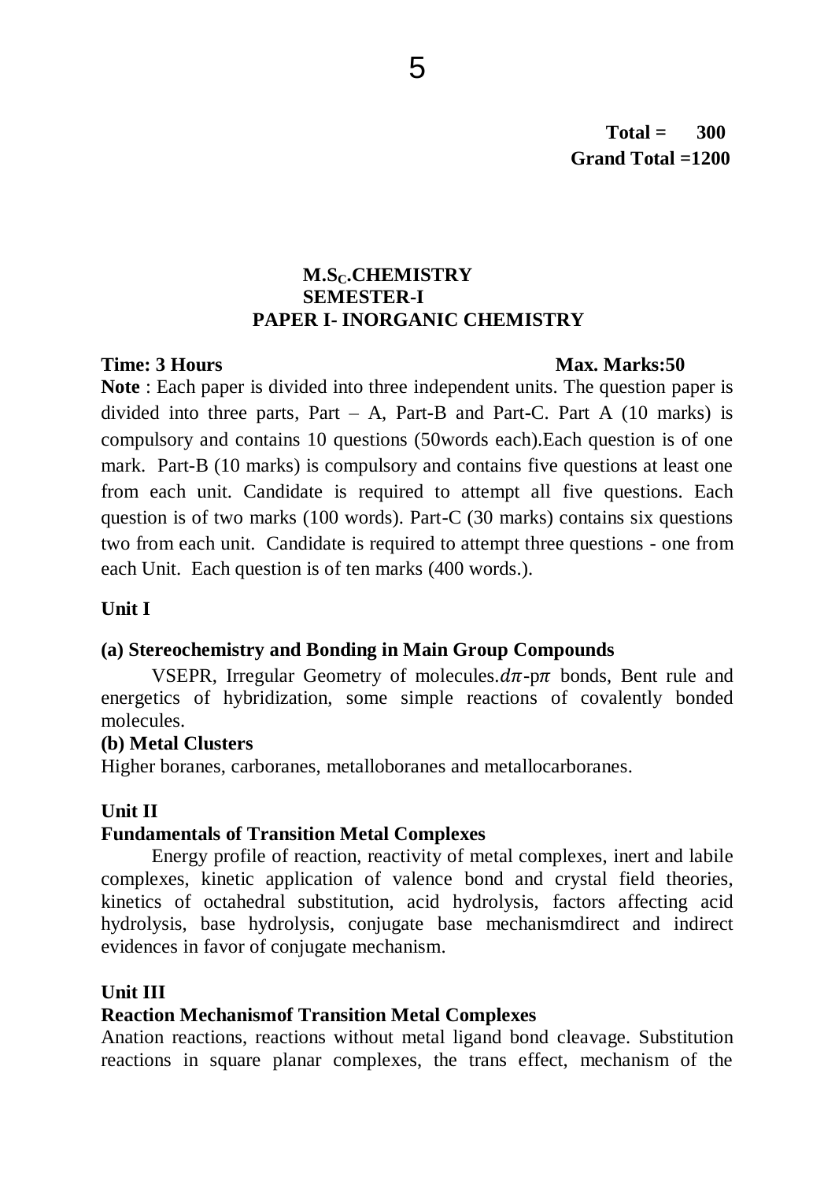**Total = 300**
**Grand Total =1200**

# M.S$_C$.CHEMISTRY
## SEMESTER-I
## PAPER I- INORGANIC CHEMISTRY

**Time: 3 Hours** **Max. Marks:50**

**Note** : Each paper is divided into three independent units. The question paper is divided into three parts, Part – A, Part-B and Part-C. Part A (10 marks) is compulsory and contains 10 questions (50words each).Each question is of one mark. Part-B (10 marks) is compulsory and contains five questions at least one from each unit. Candidate is required to attempt all five questions. Each question is of two marks (100 words). Part-C (30 marks) contains six questions two from each unit. Candidate is required to attempt three questions - one from each Unit. Each question is of ten marks (400 words.).

**Unit I**

**(a) Stereochemistry and Bonding in Main Group Compounds**

VSEPR, Irregular Geometry of molecules.$d\pi$-p$\pi$ bonds, Bent rule and energetics of hybridization, some simple reactions of covalently bonded molecules.

**(b) Metal Clusters**

Higher boranes, carboranes, metalloboranes and metallocarboranes.

**Unit II**

**Fundamentals of Transition Metal Complexes**

Energy profile of reaction, reactivity of metal complexes, inert and labile complexes, kinetic application of valence bond and crystal field theories, kinetics of octahedral substitution, acid hydrolysis, factors affecting acid hydrolysis, base hydrolysis, conjugate base mechanismdirect and indirect evidences in favor of conjugate mechanism.

**Unit III**

**Reaction Mechanismof Transition Metal Complexes**

Anation reactions, reactions without metal ligand bond cleavage. Substitution reactions in square planar complexes, the trans effect, mechanism of the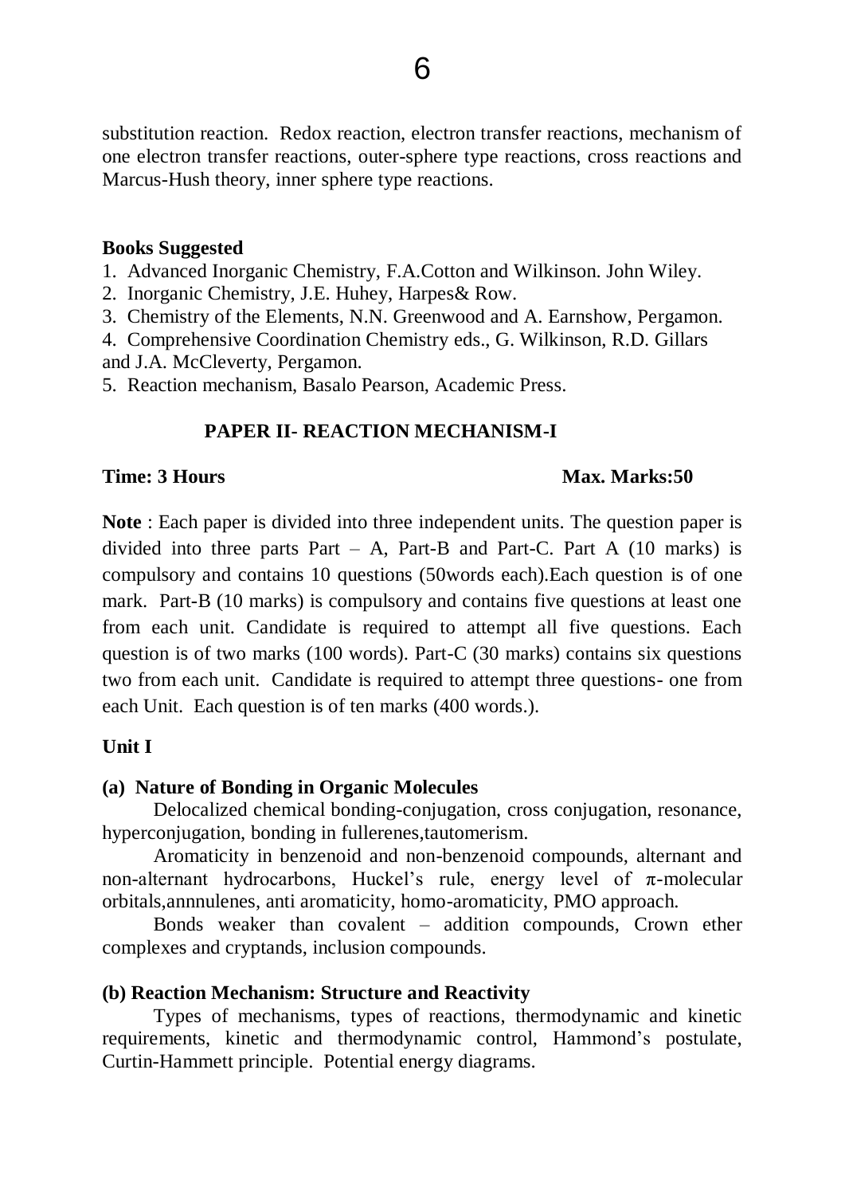substitution reaction. Redox reaction, electron transfer reactions, mechanism of one electron transfer reactions, outer-sphere type reactions, cross reactions and Marcus-Hush theory, inner sphere type reactions.

**Books Suggested**

1. Advanced Inorganic Chemistry, F.A.Cotton and Wilkinson. John Wiley.
2. Inorganic Chemistry, J.E. Huhey, Harpes& Row.
3. Chemistry of the Elements, N.N. Greenwood and A. Earnshow, Pergamon.
4. Comprehensive Coordination Chemistry eds., G. Wilkinson, R.D. Gillars and J.A. McCleverty, Pergamon.
5. Reaction mechanism, Basalo Pearson, Academic Press.

## PAPER II- REACTION MECHANISM-I

**Time: 3 Hours** **Max. Marks:50**

**Note** : Each paper is divided into three independent units. The question paper is divided into three parts Part – A, Part-B and Part-C. Part A (10 marks) is compulsory and contains 10 questions (50words each).Each question is of one mark. Part-B (10 marks) is compulsory and contains five questions at least one from each unit. Candidate is required to attempt all five questions. Each question is of two marks (100 words). Part-C (30 marks) contains six questions two from each unit. Candidate is required to attempt three questions- one from each Unit. Each question is of ten marks (400 words.).

### Unit I

**(a) Nature of Bonding in Organic Molecules**

Delocalized chemical bonding-conjugation, cross conjugation, resonance, hyperconjugation, bonding in fullerenes,tautomerism.

Aromaticity in benzenoid and non-benzenoid compounds, alternant and non-alternant hydrocarbons, Huckel's rule, energy level of $\pi$-molecular orbitals,annnulenes, anti aromaticity, homo-aromaticity, PMO approach.

Bonds weaker than covalent – addition compounds, Crown ether complexes and cryptands, inclusion compounds.

**(b) Reaction Mechanism: Structure and Reactivity**

Types of mechanisms, types of reactions, thermodynamic and kinetic requirements, kinetic and thermodynamic control, Hammond's postulate, Curtin-Hammett principle. Potential energy diagrams.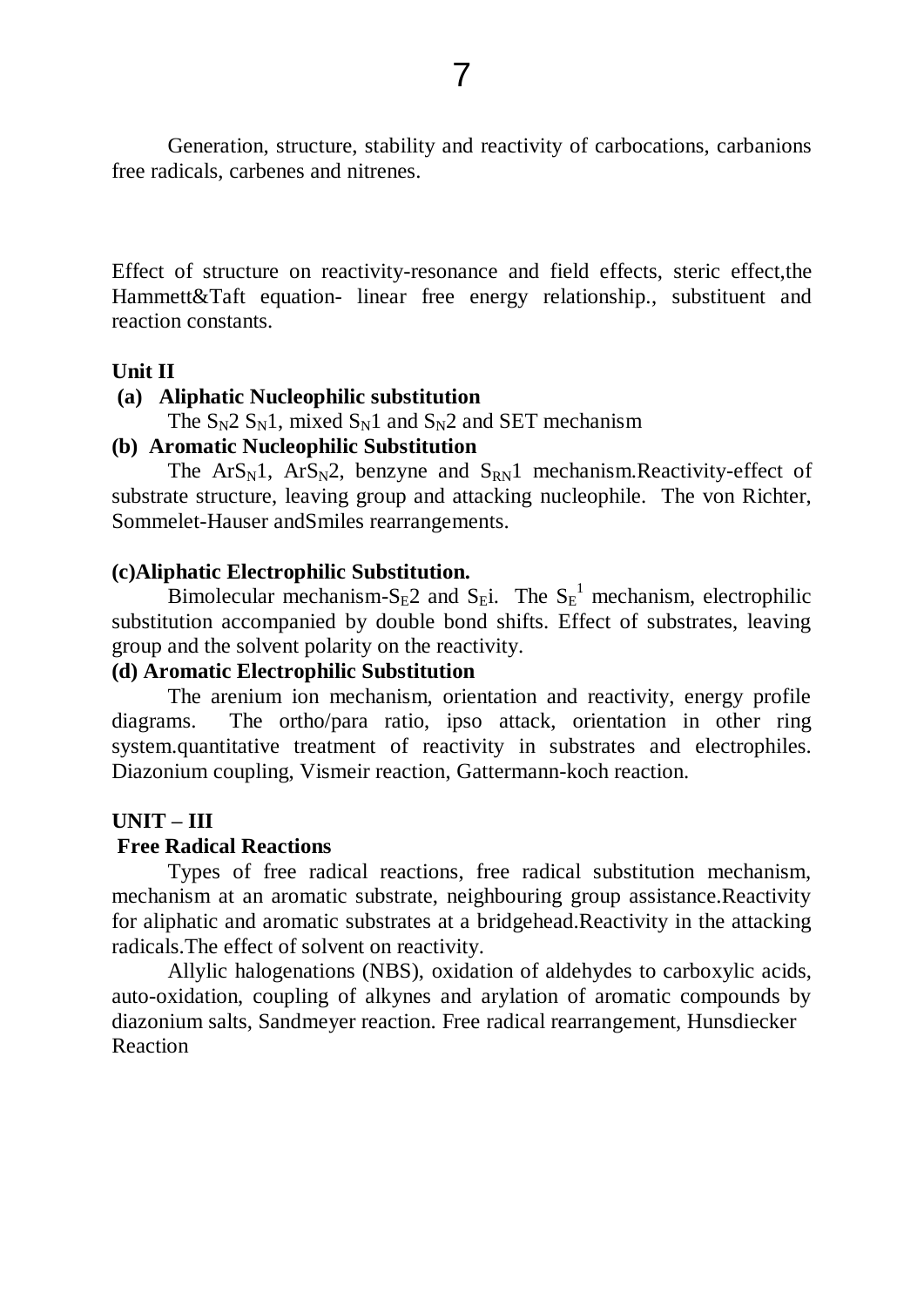Generation, structure, stability and reactivity of carbocations, carbanions free radicals, carbenes and nitrenes.

Effect of structure on reactivity-resonance and field effects, steric effect,the Hammett&Taft equation- linear free energy relationship., substituent and reaction constants.

**Unit II**

**(a) Aliphatic Nucleophilic substitution**

The $S_N2$ $S_N1$, mixed $S_N1$ and $S_N2$ and SET mechanism

**(b) Aromatic Nucleophilic Substitution**

The $ArS_N1$, $ArS_N2$, benzyne and $S_{RN}1$ mechanism.Reactivity-effect of substrate structure, leaving group and attacking nucleophile. The von Richter, Sommelet-Hauser andSmiles rearrangements.

**(c)Aliphatic Electrophilic Substitution.**

Bimolecular mechanism-$S_E2$ and $S_Ei$. The $S_E^1$ mechanism, electrophilic substitution accompanied by double bond shifts. Effect of substrates, leaving group and the solvent polarity on the reactivity.

**(d) Aromatic Electrophilic Substitution**

The arenium ion mechanism, orientation and reactivity, energy profile diagrams. The ortho/para ratio, ipso attack, orientation in other ring system.quantitative treatment of reactivity in substrates and electrophiles. Diazonium coupling, Vismeir reaction, Gattermann-koch reaction.

**UNIT – III**

**Free Radical Reactions**

Types of free radical reactions, free radical substitution mechanism, mechanism at an aromatic substrate, neighbouring group assistance.Reactivity for aliphatic and aromatic substrates at a bridgehead.Reactivity in the attacking radicals.The effect of solvent on reactivity.

Allylic halogenations (NBS), oxidation of aldehydes to carboxylic acids, auto-oxidation, coupling of alkynes and arylation of aromatic compounds by diazonium salts, Sandmeyer reaction. Free radical rearrangement, Hunsdiecker Reaction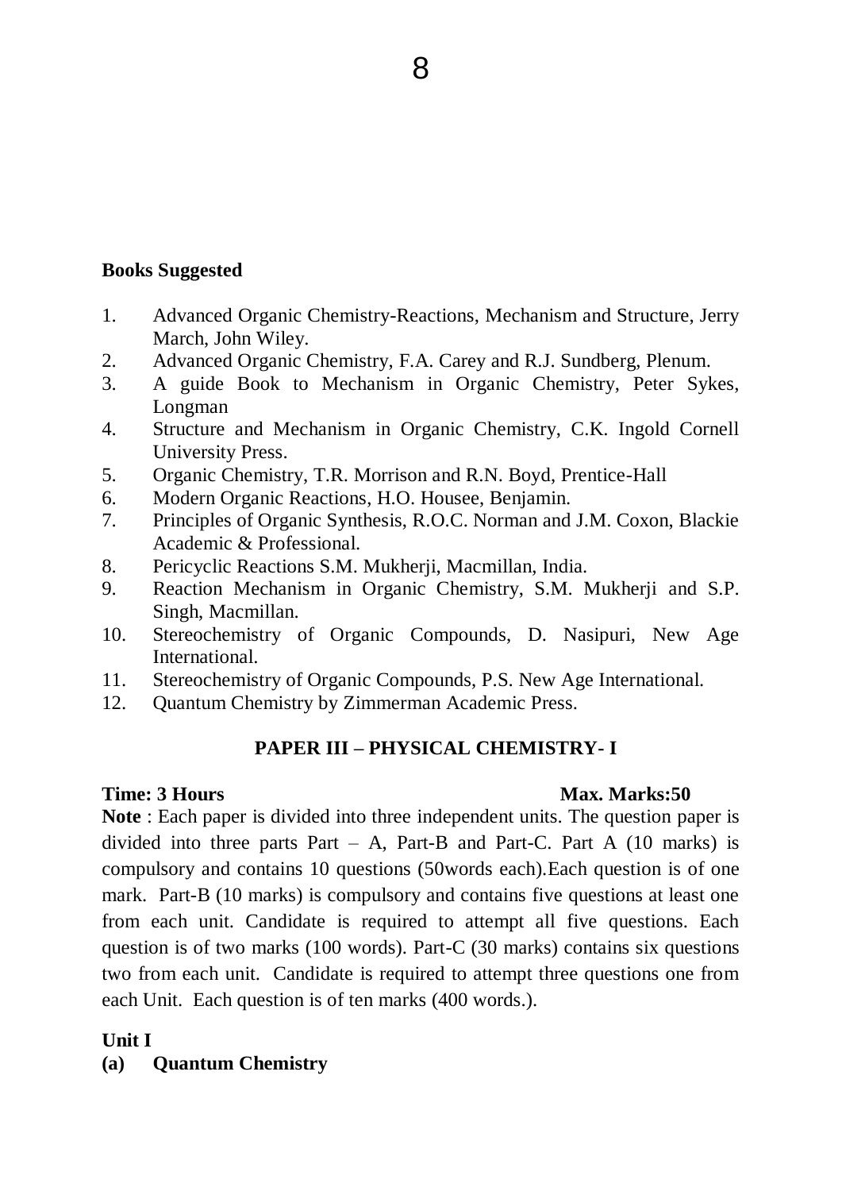**Books Suggested**

1. Advanced Organic Chemistry-Reactions, Mechanism and Structure, Jerry March, John Wiley.
2. Advanced Organic Chemistry, F.A. Carey and R.J. Sundberg, Plenum.
3. A guide Book to Mechanism in Organic Chemistry, Peter Sykes, Longman
4. Structure and Mechanism in Organic Chemistry, C.K. Ingold Cornell University Press.
5. Organic Chemistry, T.R. Morrison and R.N. Boyd, Prentice-Hall
6. Modern Organic Reactions, H.O. Housee, Benjamin.
7. Principles of Organic Synthesis, R.O.C. Norman and J.M. Coxon, Blackie Academic & Professional.
8. Pericyclic Reactions S.M. Mukherji, Macmillan, India.
9. Reaction Mechanism in Organic Chemistry, S.M. Mukherji and S.P. Singh, Macmillan.
10. Stereochemistry of Organic Compounds, D. Nasipuri, New Age International.
11. Stereochemistry of Organic Compounds, P.S. New Age International.
12. Quantum Chemistry by Zimmerman Academic Press.

## PAPER III – PHYSICAL CHEMISTRY- I

**Time: 3 Hours** **Max. Marks:50**

**Note** : Each paper is divided into three independent units. The question paper is divided into three parts Part – A, Part-B and Part-C. Part A (10 marks) is compulsory and contains 10 questions (50words each).Each question is of one mark. Part-B (10 marks) is compulsory and contains five questions at least one from each unit. Candidate is required to attempt all five questions. Each question is of two marks (100 words). Part-C (30 marks) contains six questions two from each unit. Candidate is required to attempt three questions one from each Unit. Each question is of ten marks (400 words.).

**Unit I**

**(a) Quantum Chemistry**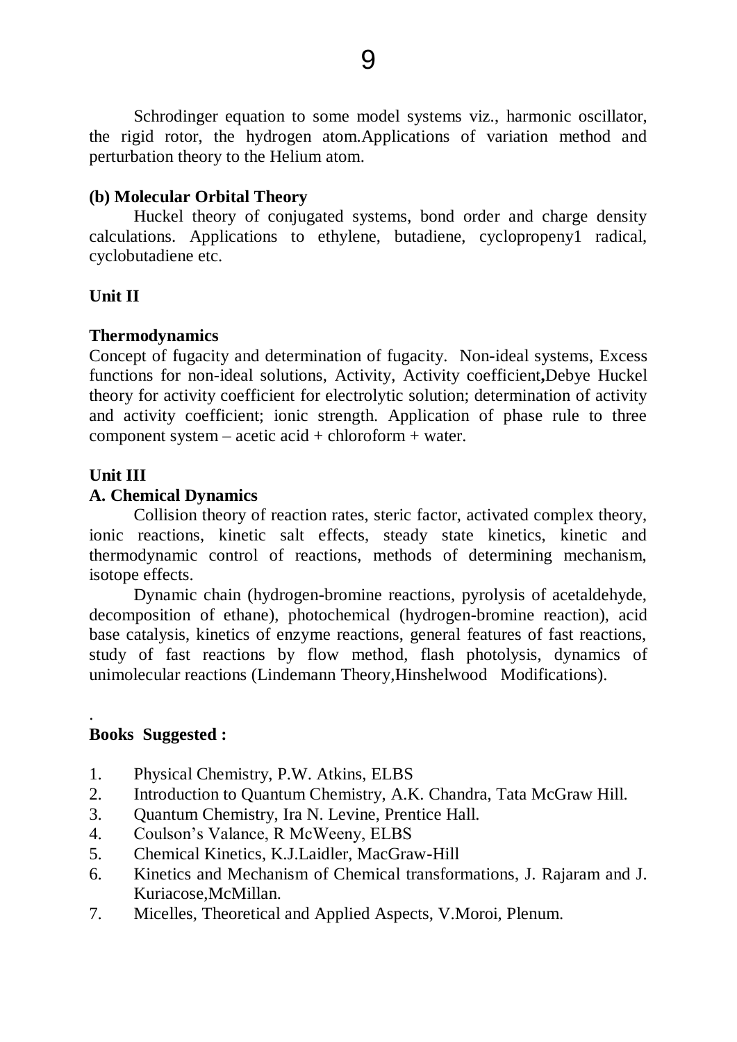Schrodinger equation to some model systems viz., harmonic oscillator, the rigid rotor, the hydrogen atom.Applications of variation method and perturbation theory to the Helium atom.

**(b) Molecular Orbital Theory**

Huckel theory of conjugated systems, bond order and charge density calculations. Applications to ethylene, butadiene, cyclopropeny1 radical, cyclobutadiene etc.

**Unit II**

**Thermodynamics**

Concept of fugacity and determination of fugacity. Non-ideal systems, Excess functions for non-ideal solutions, Activity, Activity coefficient**,**Debye Huckel theory for activity coefficient for electrolytic solution; determination of activity and activity coefficient; ionic strength. Application of phase rule to three component system – acetic acid + chloroform + water.

**Unit III**

**A. Chemical Dynamics**

Collision theory of reaction rates, steric factor, activated complex theory, ionic reactions, kinetic salt effects, steady state kinetics, kinetic and thermodynamic control of reactions, methods of determining mechanism, isotope effects.

Dynamic chain (hydrogen-bromine reactions, pyrolysis of acetaldehyde, decomposition of ethane), photochemical (hydrogen-bromine reaction), acid base catalysis, kinetics of enzyme reactions, general features of fast reactions, study of fast reactions by flow method, flash photolysis, dynamics of unimolecular reactions (Lindemann Theory,Hinshelwood Modifications).

.

**Books Suggested :**

1. Physical Chemistry, P.W. Atkins, ELBS
2. Introduction to Quantum Chemistry, A.K. Chandra, Tata McGraw Hill.
3. Quantum Chemistry, Ira N. Levine, Prentice Hall.
4. Coulson's Valance, R McWeeny, ELBS
5. Chemical Kinetics, K.J.Laidler, MacGraw-Hill
6. Kinetics and Mechanism of Chemical transformations, J. Rajaram and J. Kuriacose,McMillan.
7. Micelles, Theoretical and Applied Aspects, V.Moroi, Plenum.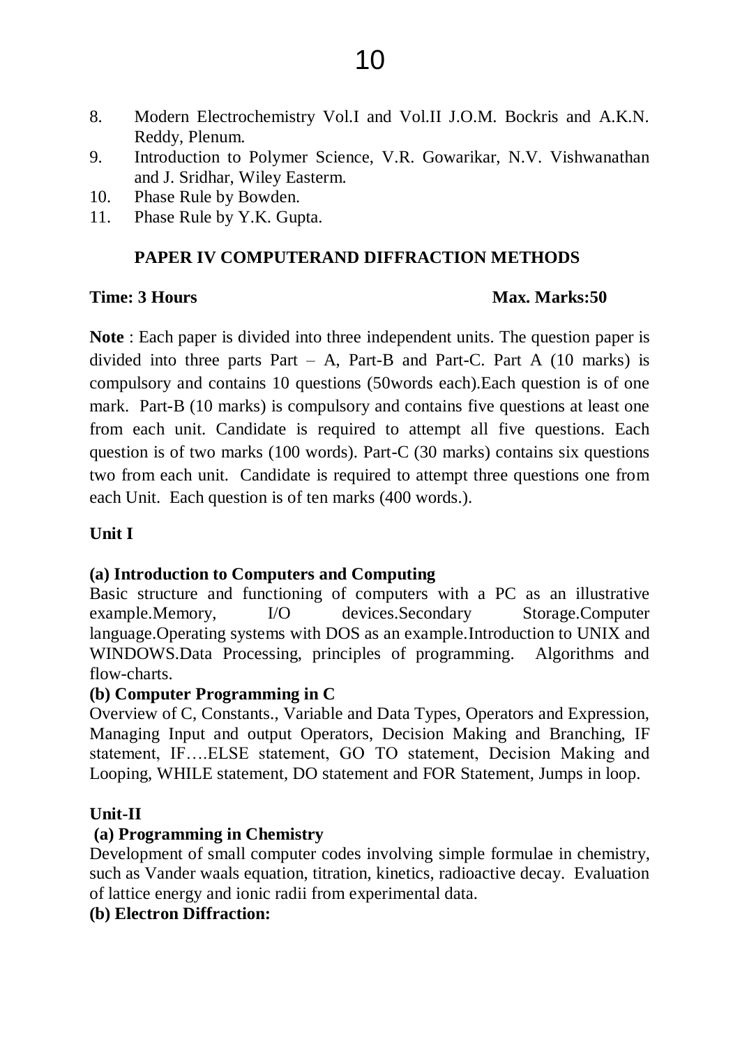8. Modern Electrochemistry Vol.I and Vol.II J.O.M. Bockris and A.K.N. Reddy, Plenum.
9. Introduction to Polymer Science, V.R. Gowarikar, N.V. Vishwanathan and J. Sridhar, Wiley Easterm.
10. Phase Rule by Bowden.
11. Phase Rule by Y.K. Gupta.

## PAPER IV COMPUTERAND DIFFRACTION METHODS

**Time: 3 Hours** **Max. Marks:50**

**Note** : Each paper is divided into three independent units. The question paper is divided into three parts Part – A, Part-B and Part-C. Part A (10 marks) is compulsory and contains 10 questions (50words each).Each question is of one mark. Part-B (10 marks) is compulsory and contains five questions at least one from each unit. Candidate is required to attempt all five questions. Each question is of two marks (100 words). Part-C (30 marks) contains six questions two from each unit. Candidate is required to attempt three questions one from each Unit. Each question is of ten marks (400 words.).

### Unit I

**(a) Introduction to Computers and Computing**

Basic structure and functioning of computers with a PC as an illustrative example.Memory, I/O devices.Secondary Storage.Computer language.Operating systems with DOS as an example.Introduction to UNIX and WINDOWS.Data Processing, principles of programming. Algorithms and flow-charts.

**(b) Computer Programming in C**

Overview of C, Constants., Variable and Data Types, Operators and Expression, Managing Input and output Operators, Decision Making and Branching, IF statement, IF….ELSE statement, GO TO statement, Decision Making and Looping, WHILE statement, DO statement and FOR Statement, Jumps in loop.

### Unit-II

**(a) Programming in Chemistry**

Development of small computer codes involving simple formulae in chemistry, such as Vander waals equation, titration, kinetics, radioactive decay. Evaluation of lattice energy and ionic radii from experimental data.

**(b) Electron Diffraction:**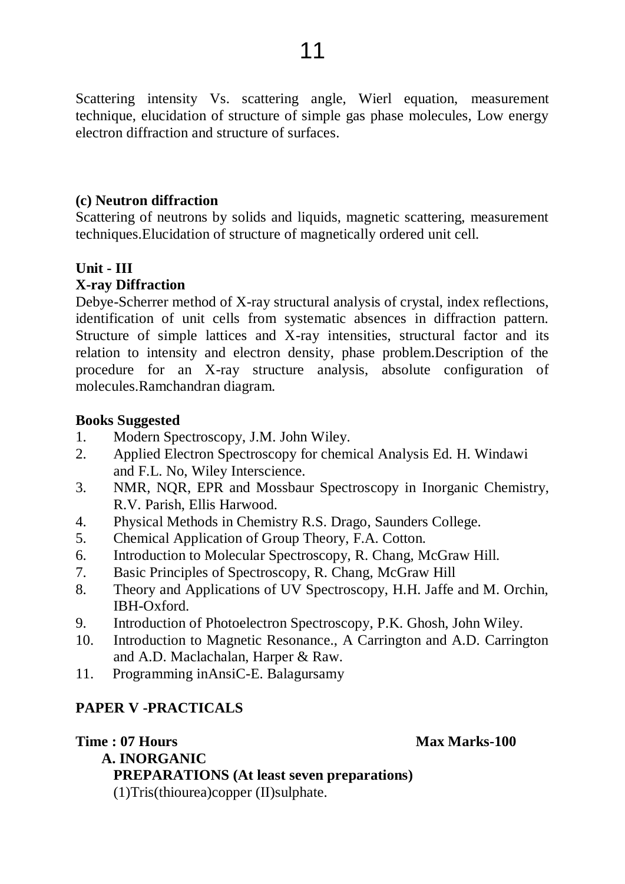Scattering intensity Vs. scattering angle, Wierl equation, measurement technique, elucidation of structure of simple gas phase molecules, Low energy electron diffraction and structure of surfaces.

**(c) Neutron diffraction**

Scattering of neutrons by solids and liquids, magnetic scattering, measurement techniques.Elucidation of structure of magnetically ordered unit cell.

**Unit - III**

**X-ray Diffraction**

Debye-Scherrer method of X-ray structural analysis of crystal, index reflections, identification of unit cells from systematic absences in diffraction pattern. Structure of simple lattices and X-ray intensities, structural factor and its relation to intensity and electron density, phase problem.Description of the procedure for an X-ray structure analysis, absolute configuration of molecules.Ramchandran diagram.

**Books Suggested**

1. Modern Spectroscopy, J.M. John Wiley.
2. Applied Electron Spectroscopy for chemical Analysis Ed. H. Windawi and F.L. No, Wiley Interscience.
3. NMR, NQR, EPR and Mossbaur Spectroscopy in Inorganic Chemistry, R.V. Parish, Ellis Harwood.
4. Physical Methods in Chemistry R.S. Drago, Saunders College.
5. Chemical Application of Group Theory, F.A. Cotton.
6. Introduction to Molecular Spectroscopy, R. Chang, McGraw Hill.
7. Basic Principles of Spectroscopy, R. Chang, McGraw Hill
8. Theory and Applications of UV Spectroscopy, H.H. Jaffe and M. Orchin, IBH-Oxford.
9. Introduction of Photoelectron Spectroscopy, P.K. Ghosh, John Wiley.
10. Introduction to Magnetic Resonance., A Carrington and A.D. Carrington and A.D. Maclachalan, Harper & Raw.
11. Programming inAnsiC-E. Balagursamy

**PAPER V -PRACTICALS**

**Time : 07 Hours** **Max Marks-100**

**A. INORGANIC**

**PREPARATIONS (At least seven preparations)**

(1)Tris(thiourea)copper (II)sulphate.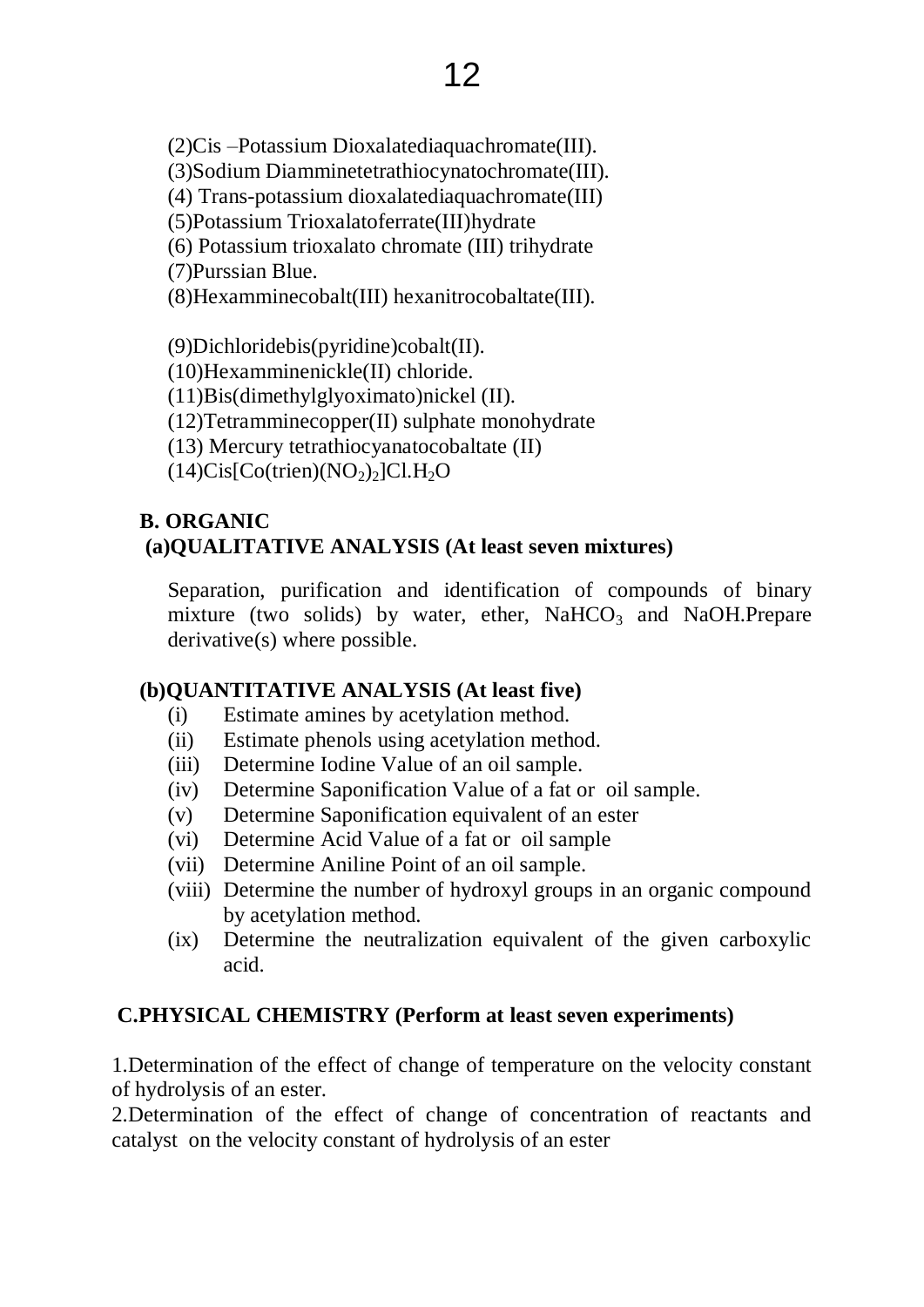(2)Cis –Potassium Dioxalatediaquachromate(III).
(3)Sodium Diamminetetrathiocynatochromate(III).
(4) Trans-potassium dioxalatediaquachromate(III)
(5)Potassium Trioxalatoferrate(III)hydrate
(6) Potassium trioxalato chromate (III) trihydrate
(7)Purssian Blue.
(8)Hexamminecobalt(III) hexanitrocobaltate(III).

(9)Dichloridebis(pyridine)cobalt(II).
(10)Hexamminenickle(II) chloride.
(11)Bis(dimethylglyoximato)nickel (II).
(12)Tetramminecopper(II) sulphate monohydrate
(13) Mercury tetrathiocyanatocobaltate (II)
(14)Cis[Co(trien)$(NO_2)_2$]Cl.$H_2O$

### B. ORGANIC

#### (a)QUALITATIVE ANALYSIS (At least seven mixtures)

Separation, purification and identification of compounds of binary mixture (two solids) by water, ether, $NaHCO_3$ and NaOH.Prepare derivative(s) where possible.

#### (b)QUANTITATIVE ANALYSIS (At least five)

(i) Estimate amines by acetylation method.
(ii) Estimate phenols using acetylation method.
(iii) Determine Iodine Value of an oil sample.
(iv) Determine Saponification Value of a fat or oil sample.
(v) Determine Saponification equivalent of an ester
(vi) Determine Acid Value of a fat or oil sample
(vii) Determine Aniline Point of an oil sample.
(viii) Determine the number of hydroxyl groups in an organic compound by acetylation method.
(ix) Determine the neutralization equivalent of the given carboxylic acid.

### C.PHYSICAL CHEMISTRY (Perform at least seven experiments)

1.Determination of the effect of change of temperature on the velocity constant of hydrolysis of an ester.
2.Determination of the effect of change of concentration of reactants and catalyst on the velocity constant of hydrolysis of an ester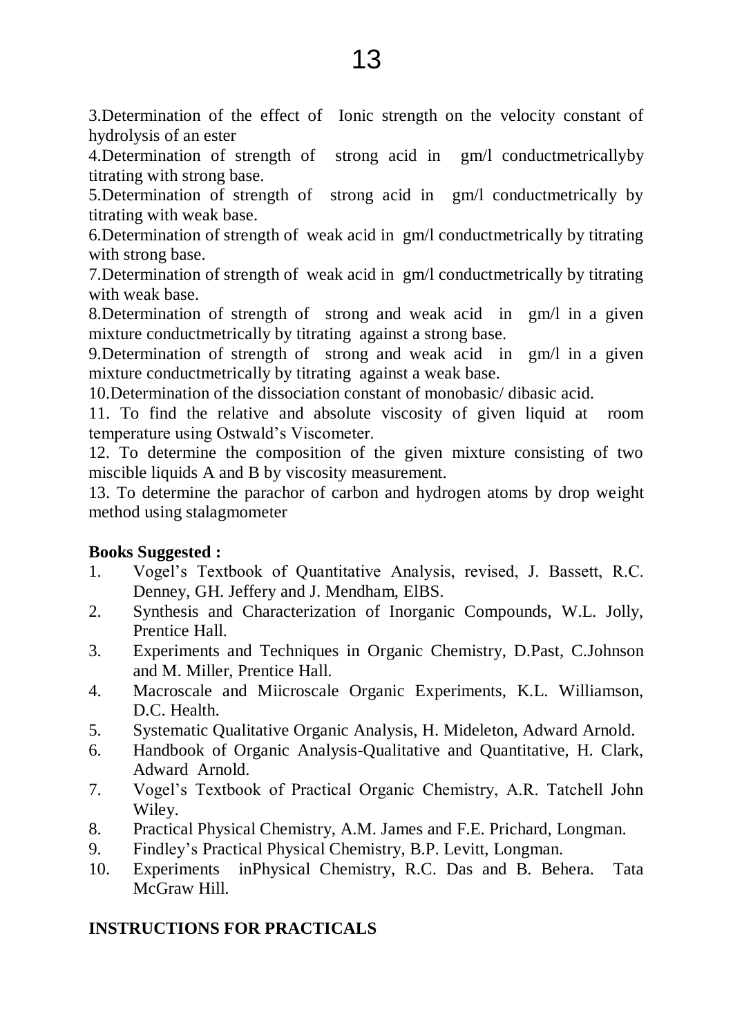3.Determination of the effect of Ionic strength on the velocity constant of hydrolysis of an ester

4.Determination of strength of strong acid in gm/l conductmetricallyby titrating with strong base.

5.Determination of strength of strong acid in gm/l conductmetrically by titrating with weak base.

6.Determination of strength of weak acid in gm/l conductmetrically by titrating with strong base.

7.Determination of strength of weak acid in gm/l conductmetrically by titrating with weak base.

8.Determination of strength of strong and weak acid in gm/l in a given mixture conductmetrically by titrating against a strong base.

9.Determination of strength of strong and weak acid in gm/l in a given mixture conductmetrically by titrating against a weak base.

10.Determination of the dissociation constant of monobasic/ dibasic acid.

11. To find the relative and absolute viscosity of given liquid at room temperature using Ostwald's Viscometer.

12. To determine the composition of the given mixture consisting of two miscible liquids A and B by viscosity measurement.

13. To determine the parachor of carbon and hydrogen atoms by drop weight method using stalagmometer

**Books Suggested :**

1. Vogel's Textbook of Quantitative Analysis, revised, J. Bassett, R.C. Denney, GH. Jeffery and J. Mendham, ElBS.
2. Synthesis and Characterization of Inorganic Compounds, W.L. Jolly, Prentice Hall.
3. Experiments and Techniques in Organic Chemistry, D.Past, C.Johnson and M. Miller, Prentice Hall.
4. Macroscale and Miicroscale Organic Experiments, K.L. Williamson, D.C. Health.
5. Systematic Qualitative Organic Analysis, H. Mideleton, Adward Arnold.
6. Handbook of Organic Analysis-Qualitative and Quantitative, H. Clark, Adward Arnold.
7. Vogel's Textbook of Practical Organic Chemistry, A.R. Tatchell John Wiley.
8. Practical Physical Chemistry, A.M. James and F.E. Prichard, Longman.
9. Findley's Practical Physical Chemistry, B.P. Levitt, Longman.
10. Experiments inPhysical Chemistry, R.C. Das and B. Behera. Tata McGraw Hill.

**INSTRUCTIONS FOR PRACTICALS**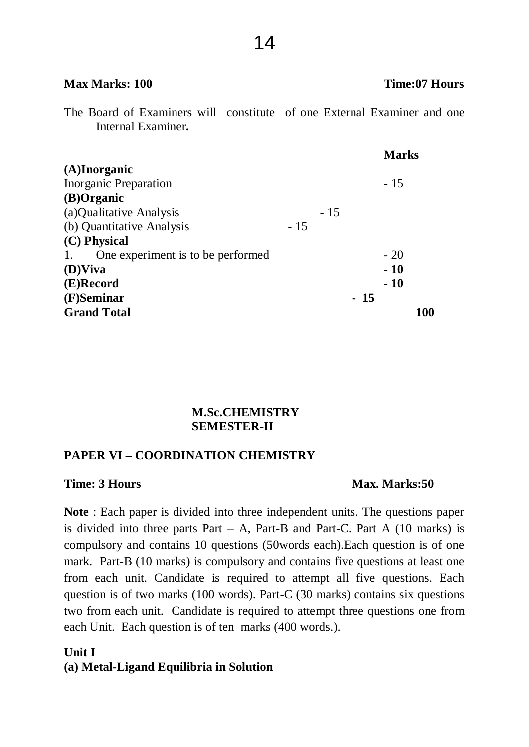**Max Marks: 100** **Time:07 Hours**

The Board of Examiners will constitute of one External Examiner and one Internal Examiner**.**

| | Marks |
|---|---|
| **(A)Inorganic** | |
| Inorganic Preparation | - 15 |
| **(B)Organic** | |
| (a)Qualitative Analysis | - 15 |
| (b) Quantitative Analysis | - 15 |
| **(C) Physical** | |
| 1. One experiment is to be performed | - 20 |
| **(D)Viva** | **- 10** |
| **(E)Record** | **- 10** |
| **(F)Seminar** | **- 15** |
| **Grand Total** | **100** |

**M.Sc.CHEMISTRY**
**SEMESTER-II**

**PAPER VI – COORDINATION CHEMISTRY**

**Time: 3 Hours** **Max. Marks:50**

**Note** : Each paper is divided into three independent units. The questions paper is divided into three parts Part – A, Part-B and Part-C. Part A (10 marks) is compulsory and contains 10 questions (50words each).Each question is of one mark. Part-B (10 marks) is compulsory and contains five questions at least one from each unit. Candidate is required to attempt all five questions. Each question is of two marks (100 words). Part-C (30 marks) contains six questions two from each unit. Candidate is required to attempt three questions one from each Unit. Each question is of ten marks (400 words.).

**Unit I**
**(a) Metal-Ligand Equilibria in Solution**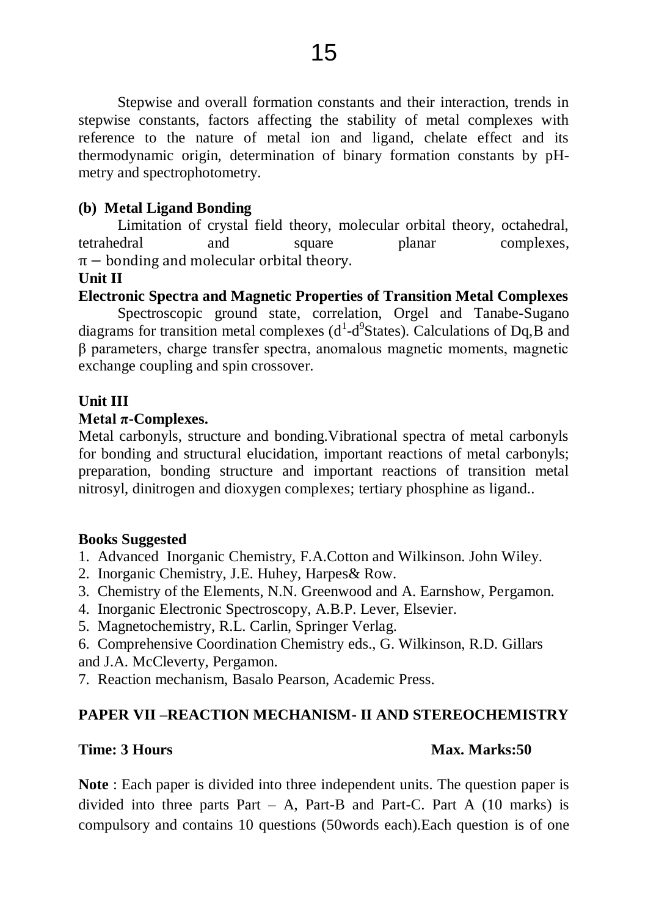Stepwise and overall formation constants and their interaction, trends in stepwise constants, factors affecting the stability of metal complexes with reference to the nature of metal ion and ligand, chelate effect and its thermodynamic origin, determination of binary formation constants by pH-metry and spectrophotometry.

**(b) Metal Ligand Bonding**

Limitation of crystal field theory, molecular orbital theory, octahedral, tetrahedral and square planar complexes, $\pi -$ bonding and molecular orbital theory.

**Unit II**

**Electronic Spectra and Magnetic Properties of Transition Metal Complexes**

Spectroscopic ground state, correlation, Orgel and Tanabe-Sugano diagrams for transition metal complexes ($d^1$-$d^9$States). Calculations of Dq,B and $\beta$ parameters, charge transfer spectra, anomalous magnetic moments, magnetic exchange coupling and spin crossover.

**Unit III**

**Metal $\pi$-Complexes.**

Metal carbonyls, structure and bonding.Vibrational spectra of metal carbonyls for bonding and structural elucidation, important reactions of metal carbonyls; preparation, bonding structure and important reactions of transition metal nitrosyl, dinitrogen and dioxygen complexes; tertiary phosphine as ligand..

**Books Suggested**

1. Advanced Inorganic Chemistry, F.A.Cotton and Wilkinson. John Wiley.
2. Inorganic Chemistry, J.E. Huhey, Harpes& Row.
3. Chemistry of the Elements, N.N. Greenwood and A. Earnshow, Pergamon.
4. Inorganic Electronic Spectroscopy, A.B.P. Lever, Elsevier.
5. Magnetochemistry, R.L. Carlin, Springer Verlag.
6. Comprehensive Coordination Chemistry eds., G. Wilkinson, R.D. Gillars and J.A. McCleverty, Pergamon.
7. Reaction mechanism, Basalo Pearson, Academic Press.

## PAPER VII –REACTION MECHANISM- II AND STEREOCHEMISTRY

**Time: 3 Hours** **Max. Marks:50**

**Note** : Each paper is divided into three independent units. The question paper is divided into three parts Part – A, Part-B and Part-C. Part A (10 marks) is compulsory and contains 10 questions (50words each).Each question is of one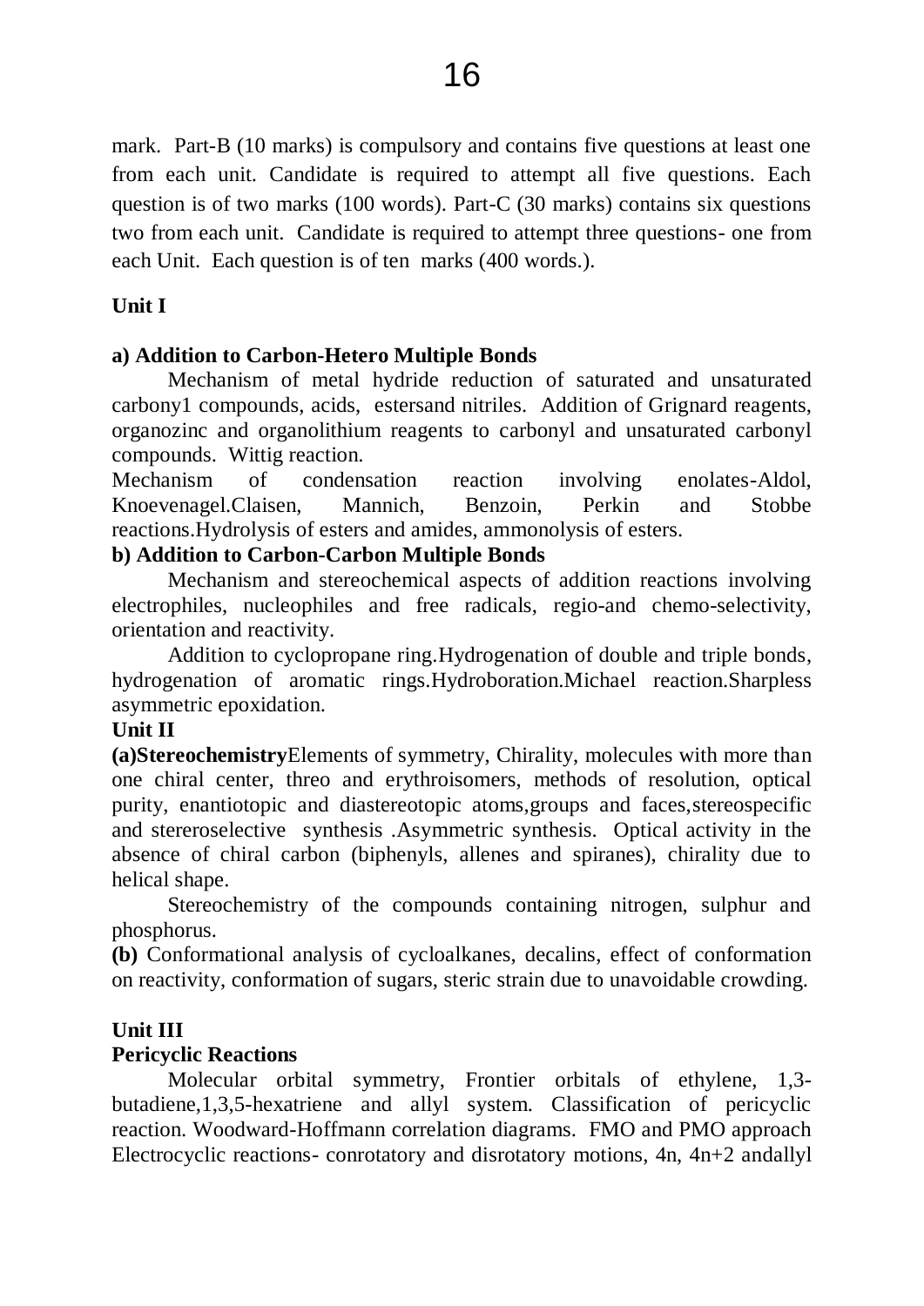mark. Part-B (10 marks) is compulsory and contains five questions at least one from each unit. Candidate is required to attempt all five questions. Each question is of two marks (100 words). Part-C (30 marks) contains six questions two from each unit. Candidate is required to attempt three questions- one from each Unit. Each question is of ten marks (400 words.).

**Unit I**

**a) Addition to Carbon-Hetero Multiple Bonds**

Mechanism of metal hydride reduction of saturated and unsaturated carbony1 compounds, acids, estersand nitriles. Addition of Grignard reagents, organozinc and organolithium reagents to carbonyl and unsaturated carbonyl compounds. Wittig reaction.

Mechanism of condensation reaction involving enolates-Aldol, Knoevenagel.Claisen, Mannich, Benzoin, Perkin and Stobbe reactions.Hydrolysis of esters and amides, ammonolysis of esters.

**b) Addition to Carbon-Carbon Multiple Bonds**

Mechanism and stereochemical aspects of addition reactions involving electrophiles, nucleophiles and free radicals, regio-and chemo-selectivity, orientation and reactivity.

Addition to cyclopropane ring.Hydrogenation of double and triple bonds, hydrogenation of aromatic rings.Hydroboration.Michael reaction.Sharpless asymmetric epoxidation.

**Unit II**

**(a)Stereochemistry**Elements of symmetry, Chirality, molecules with more than one chiral center, threo and erythroisomers, methods of resolution, optical purity, enantiotopic and diastereotopic atoms,groups and faces,stereospecific and stereroselective synthesis .Asymmetric synthesis. Optical activity in the absence of chiral carbon (biphenyls, allenes and spiranes), chirality due to helical shape.

Stereochemistry of the compounds containing nitrogen, sulphur and phosphorus.

**(b)** Conformational analysis of cycloalkanes, decalins, effect of conformation on reactivity, conformation of sugars, steric strain due to unavoidable crowding.

**Unit III**

**Pericyclic Reactions**

Molecular orbital symmetry, Frontier orbitals of ethylene, 1,3-butadiene,1,3,5-hexatriene and allyl system. Classification of pericyclic reaction. Woodward-Hoffmann correlation diagrams. FMO and PMO approach Electrocyclic reactions- conrotatory and disrotatory motions, 4n, 4n+2 andallyl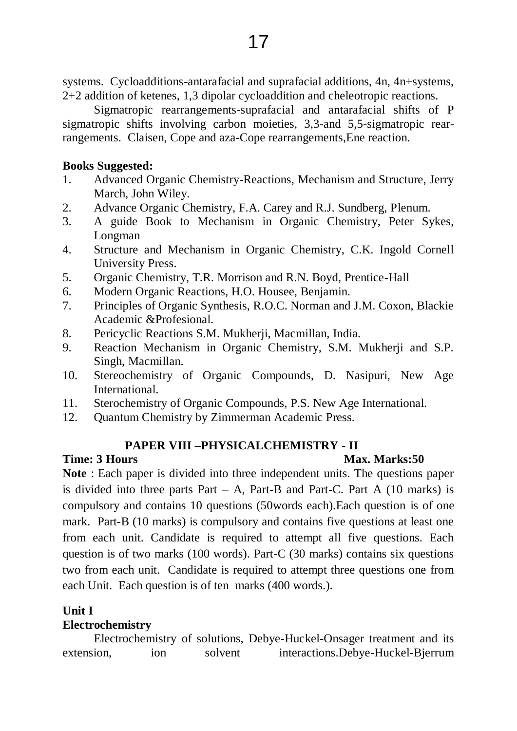systems. Cycloadditions-antarafacial and suprafacial additions, 4n, 4n+systems, 2+2 addition of ketenes, 1,3 dipolar cycloaddition and cheleotropic reactions.

Sigmatropic rearrangements-suprafacial and antarafacial shifts of P sigmatropic shifts involving carbon moieties, 3,3-and 5,5-sigmatropic rearrangements. Claisen, Cope and aza-Cope rearrangements,Ene reaction.

**Books Suggested:**

1. Advanced Organic Chemistry-Reactions, Mechanism and Structure, Jerry March, John Wiley.
2. Advance Organic Chemistry, F.A. Carey and R.J. Sundberg, Plenum.
3. A guide Book to Mechanism in Organic Chemistry, Peter Sykes, Longman
4. Structure and Mechanism in Organic Chemistry, C.K. Ingold Cornell University Press.
5. Organic Chemistry, T.R. Morrison and R.N. Boyd, Prentice-Hall
6. Modern Organic Reactions, H.O. Housee, Benjamin.
7. Principles of Organic Synthesis, R.O.C. Norman and J.M. Coxon, Blackie Academic &Profesional.
8. Pericyclic Reactions S.M. Mukherji, Macmillan, India.
9. Reaction Mechanism in Organic Chemistry, S.M. Mukherji and S.P. Singh, Macmillan.
10. Stereochemistry of Organic Compounds, D. Nasipuri, New Age International.
11. Sterochemistry of Organic Compounds, P.S. New Age International.
12. Quantum Chemistry by Zimmerman Academic Press.

## PAPER VIII –PHYSICALCHEMISTRY - II

**Time: 3 Hours** **Max. Marks:50**

**Note** : Each paper is divided into three independent units. The questions paper is divided into three parts Part – A, Part-B and Part-C. Part A (10 marks) is compulsory and contains 10 questions (50words each).Each question is of one mark. Part-B (10 marks) is compulsory and contains five questions at least one from each unit. Candidate is required to attempt all five questions. Each question is of two marks (100 words). Part-C (30 marks) contains six questions two from each unit. Candidate is required to attempt three questions one from each Unit. Each question is of ten marks (400 words.).

**Unit I**

**Electrochemistry**

Electrochemistry of solutions, Debye-Huckel-Onsager treatment and its extension, ion solvent interactions.Debye-Huckel-Bjerrum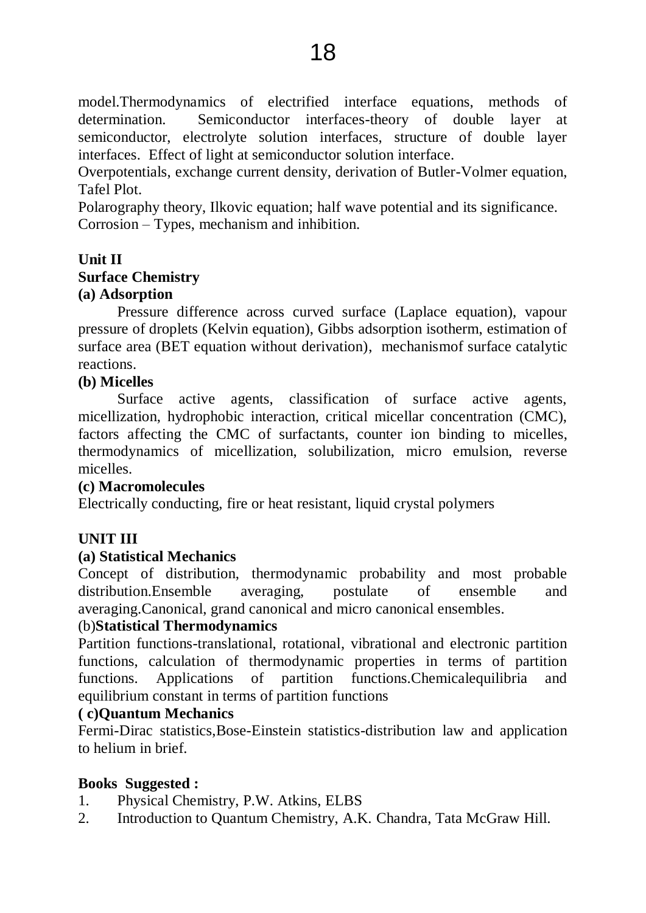model.Thermodynamics of electrified interface equations, methods of determination. Semiconductor interfaces-theory of double layer at semiconductor, electrolyte solution interfaces, structure of double layer interfaces. Effect of light at semiconductor solution interface.

Overpotentials, exchange current density, derivation of Butler-Volmer equation, Tafel Plot.

Polarography theory, Ilkovic equation; half wave potential and its significance.

Corrosion – Types, mechanism and inhibition.

**Unit II**

**Surface Chemistry**

**(a) Adsorption**

Pressure difference across curved surface (Laplace equation), vapour pressure of droplets (Kelvin equation), Gibbs adsorption isotherm, estimation of surface area (BET equation without derivation), mechanismof surface catalytic reactions.

**(b) Micelles**

Surface active agents, classification of surface active agents, micellization, hydrophobic interaction, critical micellar concentration (CMC), factors affecting the CMC of surfactants, counter ion binding to micelles, thermodynamics of micellization, solubilization, micro emulsion, reverse micelles.

**(c) Macromolecules**

Electrically conducting, fire or heat resistant, liquid crystal polymers

**UNIT III**

**(a) Statistical Mechanics**

Concept of distribution, thermodynamic probability and most probable distribution.Ensemble averaging, postulate of ensemble and averaging.Canonical, grand canonical and micro canonical ensembles.

(b)**Statistical Thermodynamics**

Partition functions-translational, rotational, vibrational and electronic partition functions, calculation of thermodynamic properties in terms of partition functions. Applications of partition functions.Chemicalequilibria and equilibrium constant in terms of partition functions

**( c)Quantum Mechanics**

Fermi-Dirac statistics,Bose-Einstein statistics-distribution law and application to helium in brief.

**Books Suggested :**

1. Physical Chemistry, P.W. Atkins, ELBS
2. Introduction to Quantum Chemistry, A.K. Chandra, Tata McGraw Hill.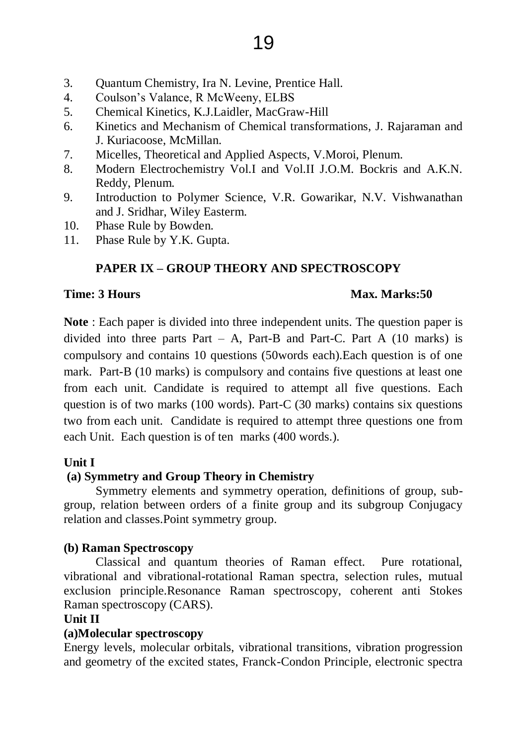3. Quantum Chemistry, Ira N. Levine, Prentice Hall.
4. Coulson's Valance, R McWeeny, ELBS
5. Chemical Kinetics, K.J.Laidler, MacGraw-Hill
6. Kinetics and Mechanism of Chemical transformations, J. Rajaraman and J. Kuriacoose, McMillan.
7. Micelles, Theoretical and Applied Aspects, V.Moroi, Plenum.
8. Modern Electrochemistry Vol.I and Vol.II J.O.M. Bockris and A.K.N. Reddy, Plenum.
9. Introduction to Polymer Science, V.R. Gowarikar, N.V. Vishwanathan and J. Sridhar, Wiley Easterm.
10. Phase Rule by Bowden.
11. Phase Rule by Y.K. Gupta.

## PAPER IX – GROUP THEORY AND SPECTROSCOPY

**Time: 3 Hours** **Max. Marks:50**

**Note** : Each paper is divided into three independent units. The question paper is divided into three parts Part – A, Part-B and Part-C. Part A (10 marks) is compulsory and contains 10 questions (50words each).Each question is of one mark. Part-B (10 marks) is compulsory and contains five questions at least one from each unit. Candidate is required to attempt all five questions. Each question is of two marks (100 words). Part-C (30 marks) contains six questions two from each unit. Candidate is required to attempt three questions one from each Unit. Each question is of ten marks (400 words.).

### Unit I

#### (a) Symmetry and Group Theory in Chemistry

Symmetry elements and symmetry operation, definitions of group, sub-group, relation between orders of a finite group and its subgroup Conjugacy relation and classes.Point symmetry group.

#### (b) Raman Spectroscopy

Classical and quantum theories of Raman effect. Pure rotational, vibrational and vibrational-rotational Raman spectra, selection rules, mutual exclusion principle.Resonance Raman spectroscopy, coherent anti Stokes Raman spectroscopy (CARS).

### Unit II

#### (a)Molecular spectroscopy

Energy levels, molecular orbitals, vibrational transitions, vibration progression and geometry of the excited states, Franck-Condon Principle, electronic spectra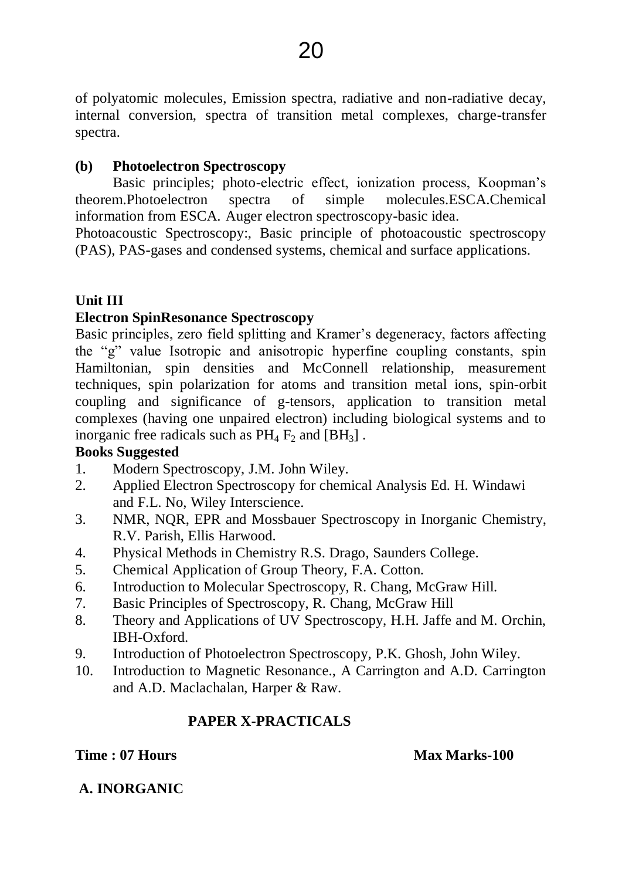of polyatomic molecules, Emission spectra, radiative and non-radiative decay, internal conversion, spectra of transition metal complexes, charge-transfer spectra.

**(b) Photoelectron Spectroscopy**

Basic principles; photo-electric effect, ionization process, Koopman's theorem.Photoelectron spectra of simple molecules.ESCA.Chemical information from ESCA. Auger electron spectroscopy-basic idea.

Photoacoustic Spectroscopy:, Basic principle of photoacoustic spectroscopy (PAS), PAS-gases and condensed systems, chemical and surface applications.

**Unit III**

**Electron SpinResonance Spectroscopy**

Basic principles, zero field splitting and Kramer's degeneracy, factors affecting the "g" value Isotropic and anisotropic hyperfine coupling constants, spin Hamiltonian, spin densities and McConnell relationship, measurement techniques, spin polarization for atoms and transition metal ions, spin-orbit coupling and significance of g-tensors, application to transition metal complexes (having one unpaired electron) including biological systems and to inorganic free radicals such as $PH_4$ $F_2$ and [$BH_3$] .

**Books Suggested**

1. Modern Spectroscopy, J.M. John Wiley.
2. Applied Electron Spectroscopy for chemical Analysis Ed. H. Windawi and F.L. No, Wiley Interscience.
3. NMR, NQR, EPR and Mossbauer Spectroscopy in Inorganic Chemistry, R.V. Parish, Ellis Harwood.
4. Physical Methods in Chemistry R.S. Drago, Saunders College.
5. Chemical Application of Group Theory, F.A. Cotton.
6. Introduction to Molecular Spectroscopy, R. Chang, McGraw Hill.
7. Basic Principles of Spectroscopy, R. Chang, McGraw Hill
8. Theory and Applications of UV Spectroscopy, H.H. Jaffe and M. Orchin, IBH-Oxford.
9. Introduction of Photoelectron Spectroscopy, P.K. Ghosh, John Wiley.
10. Introduction to Magnetic Resonance., A Carrington and A.D. Carrington and A.D. Maclachalan, Harper & Raw.

**PAPER X-PRACTICALS**

**Time : 07 Hours** **Max Marks-100**

**A. INORGANIC**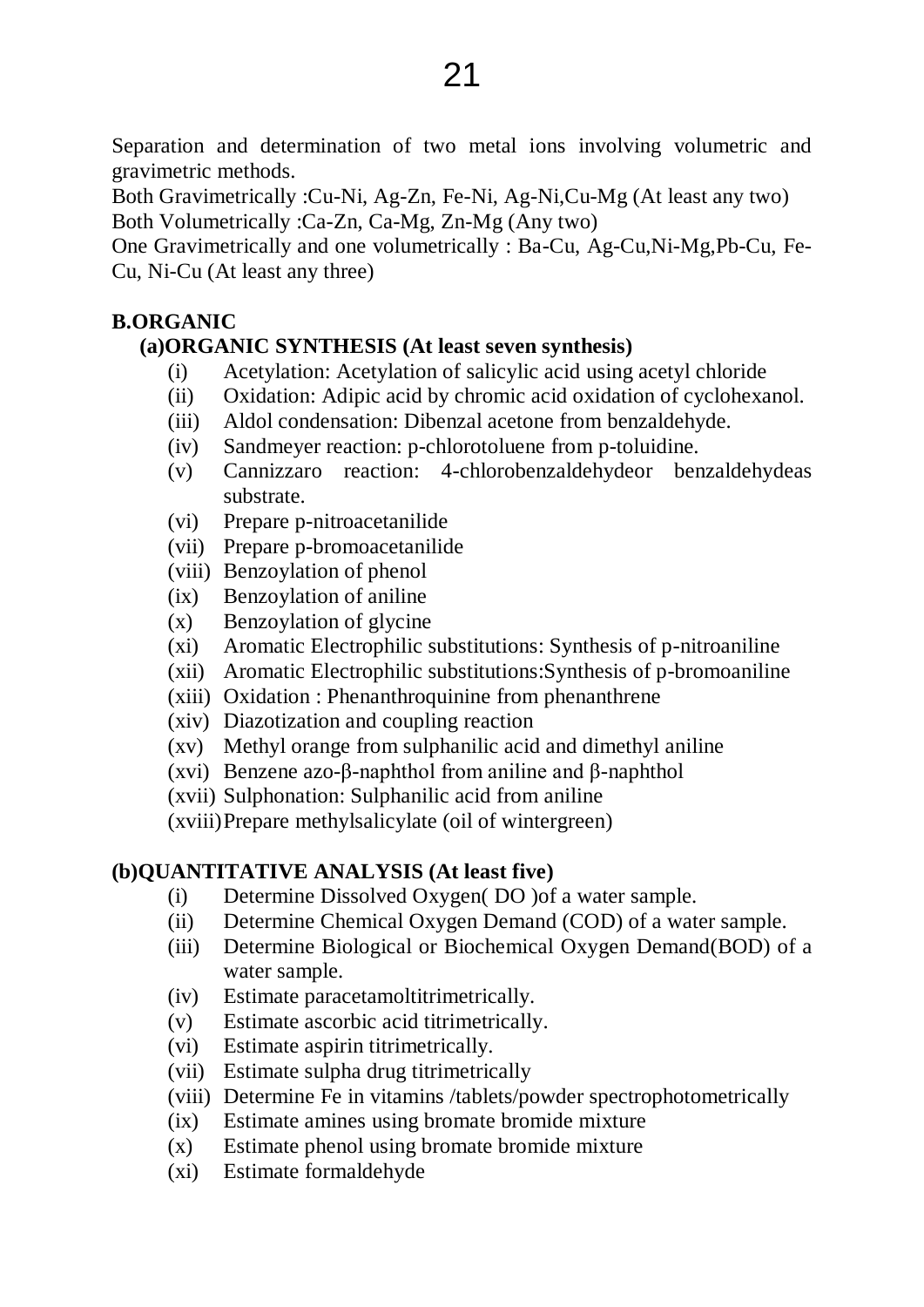Separation and determination of two metal ions involving volumetric and gravimetric methods.

Both Gravimetrically :Cu-Ni, Ag-Zn, Fe-Ni, Ag-Ni,Cu-Mg (At least any two)

Both Volumetrically :Ca-Zn, Ca-Mg, Zn-Mg (Any two)

One Gravimetrically and one volumetrically : Ba-Cu, Ag-Cu,Ni-Mg,Pb-Cu, Fe-Cu, Ni-Cu (At least any three)

## B.ORGANIC

### (a)ORGANIC SYNTHESIS (At least seven synthesis)

(i) Acetylation: Acetylation of salicylic acid using acetyl chloride

(ii) Oxidation: Adipic acid by chromic acid oxidation of cyclohexanol.

(iii) Aldol condensation: Dibenzal acetone from benzaldehyde.

(iv) Sandmeyer reaction: p-chlorotoluene from p-toluidine.

(v) Cannizzaro reaction: 4-chlorobenzaldehydeor benzaldehydeas substrate.

(vi) Prepare p-nitroacetanilide

(vii) Prepare p-bromoacetanilide

(viii) Benzoylation of phenol

(ix) Benzoylation of aniline

(x) Benzoylation of glycine

(xi) Aromatic Electrophilic substitutions: Synthesis of p-nitroaniline

(xii) Aromatic Electrophilic substitutions:Synthesis of p-bromoaniline

(xiii) Oxidation : Phenanthroquinine from phenanthrene

(xiv) Diazotization and coupling reaction

(xv) Methyl orange from sulphanilic acid and dimethyl aniline

(xvi) Benzene azo-β-naphthol from aniline and β-naphthol

(xvii) Sulphonation: Sulphanilic acid from aniline

(xviii) Prepare methylsalicylate (oil of wintergreen)

### (b)QUANTITATIVE ANALYSIS (At least five)

(i) Determine Dissolved Oxygen( DO )of a water sample.

(ii) Determine Chemical Oxygen Demand (COD) of a water sample.

(iii) Determine Biological or Biochemical Oxygen Demand(BOD) of a water sample.

(iv) Estimate paracetamoltitrimetrically.

(v) Estimate ascorbic acid titrimetrically.

(vi) Estimate aspirin titrimetrically.

(vii) Estimate sulpha drug titrimetrically

(viii) Determine Fe in vitamins /tablets/powder spectrophotometrically

(ix) Estimate amines using bromate bromide mixture

(x) Estimate phenol using bromate bromide mixture

(xi) Estimate formaldehyde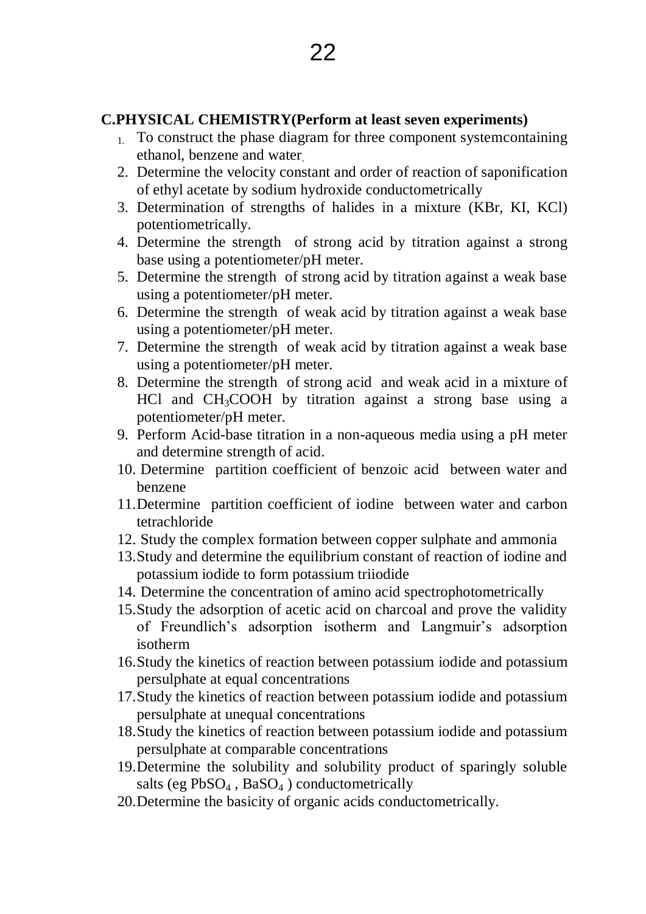**C.PHYSICAL CHEMISTRY(Perform at least seven experiments)**

1. To construct the phase diagram for three component systemcontaining ethanol, benzene and water.
2. Determine the velocity constant and order of reaction of saponification of ethyl acetate by sodium hydroxide conductometrically
3. Determination of strengths of halides in a mixture (KBr, KI, KCl) potentiometrically.
4. Determine the strength of strong acid by titration against a strong base using a potentiometer/pH meter.
5. Determine the strength of strong acid by titration against a weak base using a potentiometer/pH meter.
6. Determine the strength of weak acid by titration against a weak base using a potentiometer/pH meter.
7. Determine the strength of weak acid by titration against a weak base using a potentiometer/pH meter.
8. Determine the strength of strong acid and weak acid in a mixture of HCl and $CH_3COOH$ by titration against a strong base using a potentiometer/pH meter.
9. Perform Acid-base titration in a non-aqueous media using a pH meter and determine strength of acid.
10. Determine partition coefficient of benzoic acid between water and benzene
11. Determine partition coefficient of iodine between water and carbon tetrachloride
12. Study the complex formation between copper sulphate and ammonia
13. Study and determine the equilibrium constant of reaction of iodine and potassium iodide to form potassium triiodide
14. Determine the concentration of amino acid spectrophotometrically
15. Study the adsorption of acetic acid on charcoal and prove the validity of Freundlich's adsorption isotherm and Langmuir's adsorption isotherm
16. Study the kinetics of reaction between potassium iodide and potassium persulphate at equal concentrations
17. Study the kinetics of reaction between potassium iodide and potassium persulphate at unequal concentrations
18. Study the kinetics of reaction between potassium iodide and potassium persulphate at comparable concentrations
19. Determine the solubility and solubility product of sparingly soluble salts (eg $PbSO_4$ , $BaSO_4$ ) conductometrically
20. Determine the basicity of organic acids conductometrically.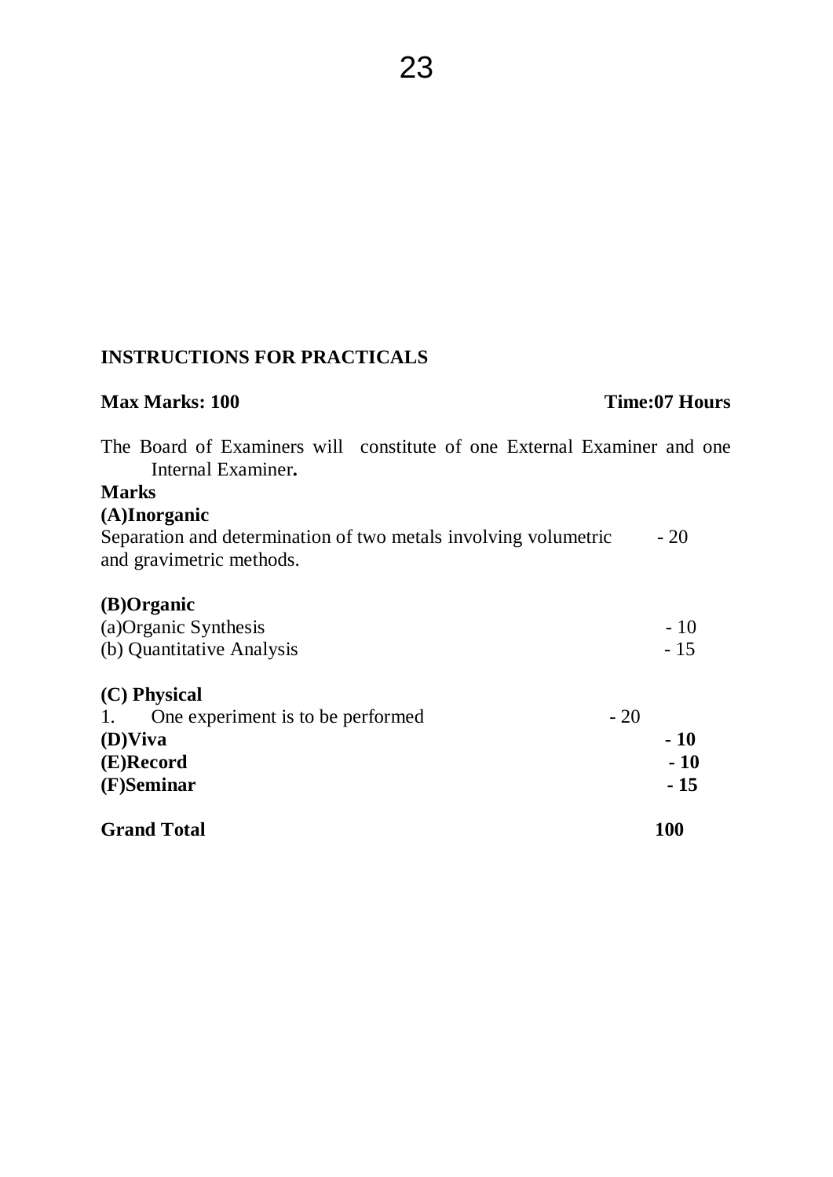## INSTRUCTIONS FOR PRACTICALS

**Max Marks: 100** **Time:07 Hours**

The Board of Examiners will constitute of one External Examiner and one Internal Examiner**.**

**Marks**

**(A)Inorganic**

Separation and determination of two metals involving volumetric and gravimetric methods. - 20

**(B)Organic**

(a)Organic Synthesis - 10

(b) Quantitative Analysis - 15

**(C) Physical**

1. One experiment is to be performed - 20

**(D)Viva** **- 10**

**(E)Record** **- 10**

**(F)Seminar** **- 15**

**Grand Total** **100**